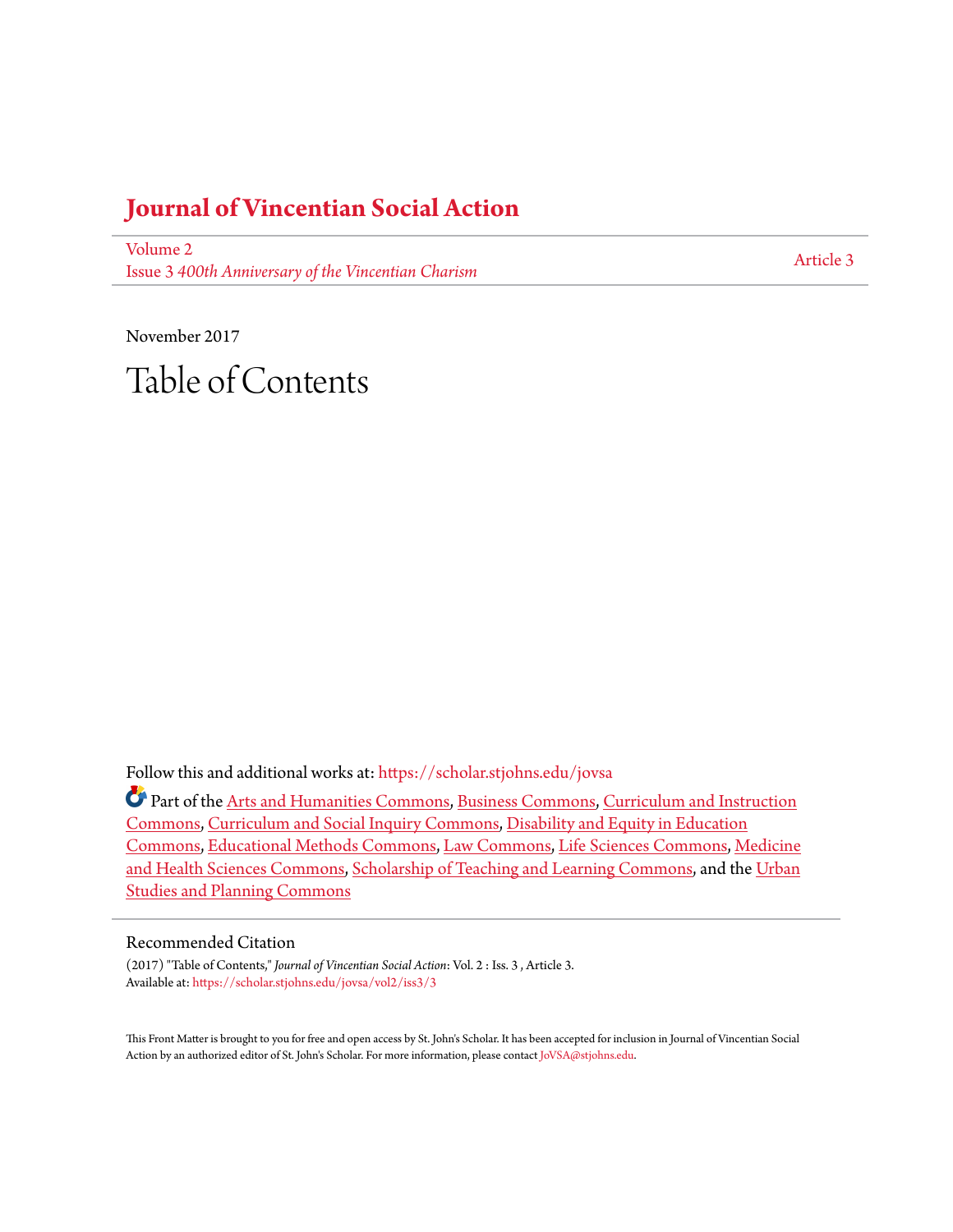# Journal of Vincentian Social Action

Volume 2
Issue 3 *400th Anniversary of the Vincentian Charism*

Article 3

November 2017

# Table of Contents

Follow this and additional works at: https://scholar.stjohns.edu/jovsa

Part of the Arts and Humanities Commons, Business Commons, Curriculum and Instruction Commons, Curriculum and Social Inquiry Commons, Disability and Equity in Education Commons, Educational Methods Commons, Law Commons, Life Sciences Commons, Medicine and Health Sciences Commons, Scholarship of Teaching and Learning Commons, and the Urban Studies and Planning Commons

## Recommended Citation

(2017) "Table of Contents," *Journal of Vincentian Social Action*: Vol. 2 : Iss. 3 , Article 3.
Available at: https://scholar.stjohns.edu/jovsa/vol2/iss3/3

This Front Matter is brought to you for free and open access by St. John's Scholar. It has been accepted for inclusion in Journal of Vincentian Social Action by an authorized editor of St. John's Scholar. For more information, please contact JoVSA@stjohns.edu.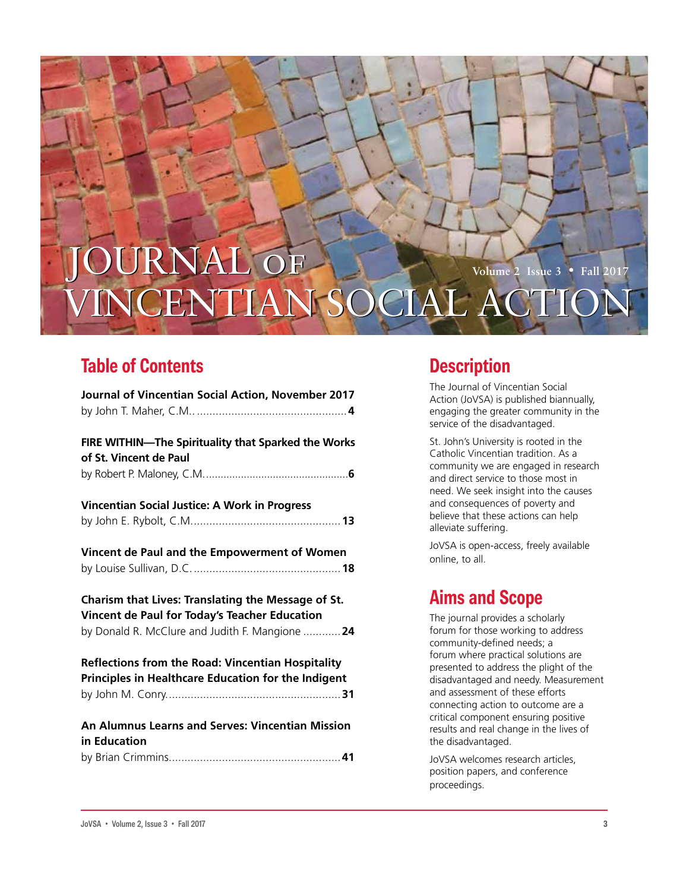# JOURNAL OF VINCENTIAN SOCIAL ACTION

Volume 2 Issue 3 • Fall 2017

## Table of Contents

**Journal of Vincentian Social Action, November 2017**
by John T. Maher, C.M.. ........ **4**

**FIRE WITHIN—The Spirituality that Sparked the Works of St. Vincent de Paul**
by Robert P. Maloney, C.M. ........ **6**

**Vincentian Social Justice: A Work in Progress**
by John E. Rybolt, C.M. ........ **13**

**Vincent de Paul and the Empowerment of Women**
by Louise Sullivan, D.C. ........ **18**

**Charism that Lives: Translating the Message of St. Vincent de Paul for Today's Teacher Education**
by Donald R. McClure and Judith F. Mangione ........ **24**

**Reflections from the Road: Vincentian Hospitality Principles in Healthcare Education for the Indigent**
by John M. Conry ........ **31**

**An Alumnus Learns and Serves: Vincentian Mission in Education**
by Brian Crimmins ........ **41**

## Description

The Journal of Vincentian Social Action (JoVSA) is published biannually, engaging the greater community in the service of the disadvantaged.

St. John's University is rooted in the Catholic Vincentian tradition. As a community we are engaged in research and direct service to those most in need. We seek insight into the causes and consequences of poverty and believe that these actions can help alleviate suffering.

JoVSA is open-access, freely available online, to all.

## Aims and Scope

The journal provides a scholarly forum for those working to address community-defined needs; a forum where practical solutions are presented to address the plight of the disadvantaged and needy. Measurement and assessment of these efforts connecting action to outcome are a critical component ensuring positive results and real change in the lives of the disadvantaged.

JoVSA welcomes research articles, position papers, and conference proceedings.